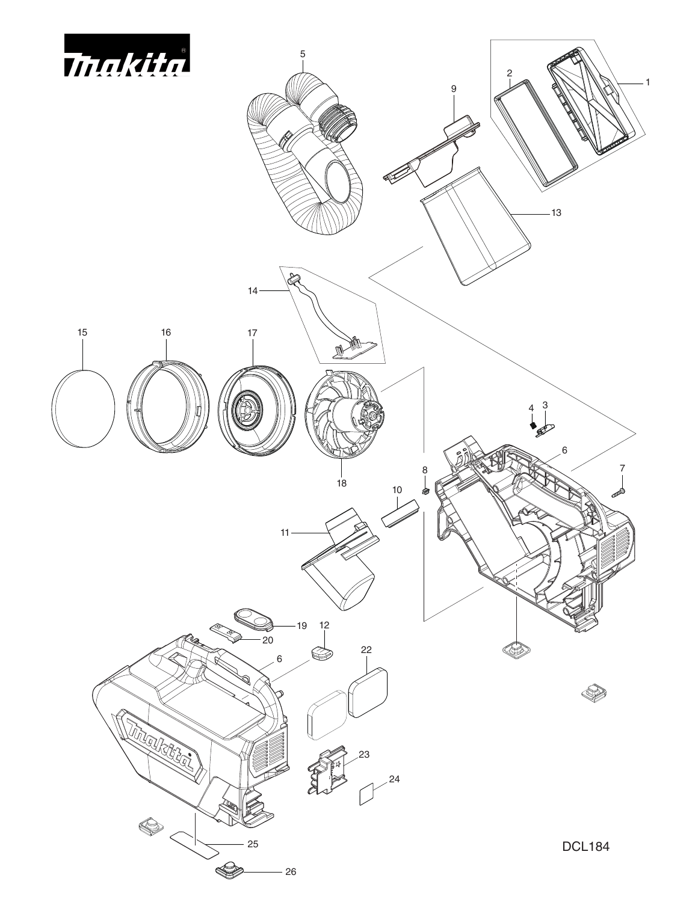DCL184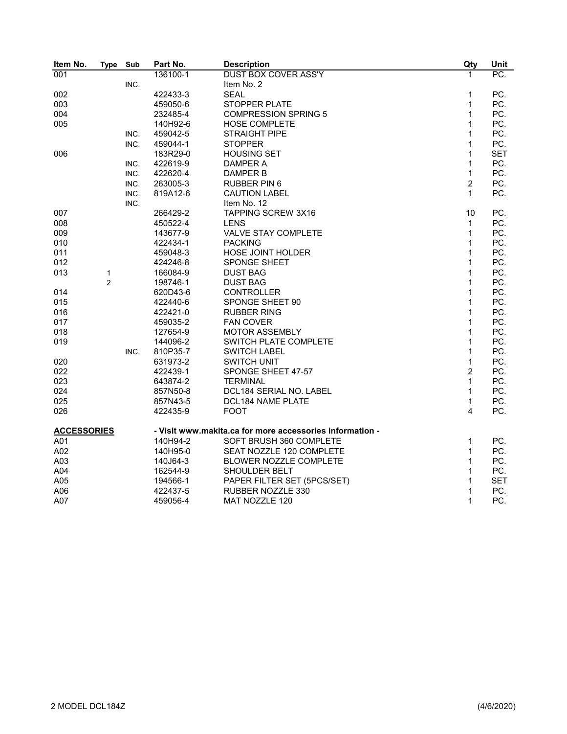| Item No. | Type | Sub | Part No. | Description | Qty | Unit |
|---|---|---|---|---|---|---|
| 001 | | | 136100-1 | DUST BOX COVER ASS'Y | 1 | PC. |
| | | INC. | | Item No. 2 | | |
| 002 | | | 422433-3 | SEAL | 1 | PC. |
| 003 | | | 459050-6 | STOPPER PLATE | 1 | PC. |
| 004 | | | 232485-4 | COMPRESSION SPRING 5 | 1 | PC. |
| 005 | | | 140H92-6 | HOSE COMPLETE | 1 | PC. |
| | | INC. | 459042-5 | STRAIGHT PIPE | 1 | PC. |
| | | INC. | 459044-1 | STOPPER | 1 | PC. |
| 006 | | | 183R29-0 | HOUSING SET | 1 | SET |
| | | INC. | 422619-9 | DAMPER A | 1 | PC. |
| | | INC. | 422620-4 | DAMPER B | 1 | PC. |
| | | INC. | 263005-3 | RUBBER PIN 6 | 2 | PC. |
| | | INC. | 819A12-6 | CAUTION LABEL | 1 | PC. |
| | | INC. | | Item No. 12 | | |
| 007 | | | 266429-2 | TAPPING SCREW 3X16 | 10 | PC. |
| 008 | | | 450522-4 | LENS | 1 | PC. |
| 009 | | | 143677-9 | VALVE STAY COMPLETE | 1 | PC. |
| 010 | | | 422434-1 | PACKING | 1 | PC. |
| 011 | | | 459048-3 | HOSE JOINT HOLDER | 1 | PC. |
| 012 | | | 424246-8 | SPONGE SHEET | 1 | PC. |
| 013 | 1 | | 166084-9 | DUST BAG | 1 | PC. |
| | 2 | | 198746-1 | DUST BAG | 1 | PC. |
| 014 | | | 620D43-6 | CONTROLLER | 1 | PC. |
| 015 | | | 422440-6 | SPONGE SHEET 90 | 1 | PC. |
| 016 | | | 422421-0 | RUBBER RING | 1 | PC. |
| 017 | | | 459035-2 | FAN COVER | 1 | PC. |
| 018 | | | 127654-9 | MOTOR ASSEMBLY | 1 | PC. |
| 019 | | | 144096-2 | SWITCH PLATE COMPLETE | 1 | PC. |
| | | INC. | 810P35-7 | SWITCH LABEL | 1 | PC. |
| 020 | | | 631973-2 | SWITCH UNIT | 1 | PC. |
| 022 | | | 422439-1 | SPONGE SHEET 47-57 | 2 | PC. |
| 023 | | | 643874-2 | TERMINAL | 1 | PC. |
| 024 | | | 857N50-8 | DCL184 SERIAL NO. LABEL | 1 | PC. |
| 025 | | | 857N43-5 | DCL184 NAME PLATE | 1 | PC. |
| 026 | | | 422435-9 | FOOT | 4 | PC. |

**ACCESSORIES** - Visit www.makita.ca for more accessories information -

| Item No. | Type | Sub | Part No. | Description | Qty | Unit |
|---|---|---|---|---|---|---|
| A01 | | | 140H94-2 | SOFT BRUSH 360 COMPLETE | 1 | PC. |
| A02 | | | 140H95-0 | SEAT NOZZLE 120 COMPLETE | 1 | PC. |
| A03 | | | 140J64-3 | BLOWER NOZZLE COMPLETE | 1 | PC. |
| A04 | | | 162544-9 | SHOULDER BELT | 1 | PC. |
| A05 | | | 194566-1 | PAPER FILTER SET (5PCS/SET) | 1 | SET |
| A06 | | | 422437-5 | RUBBER NOZZLE 330 | 1 | PC. |
| A07 | | | 459056-4 | MAT NOZZLE 120 | 1 | PC. |

2 MODEL DCL184Z (4/6/2020)